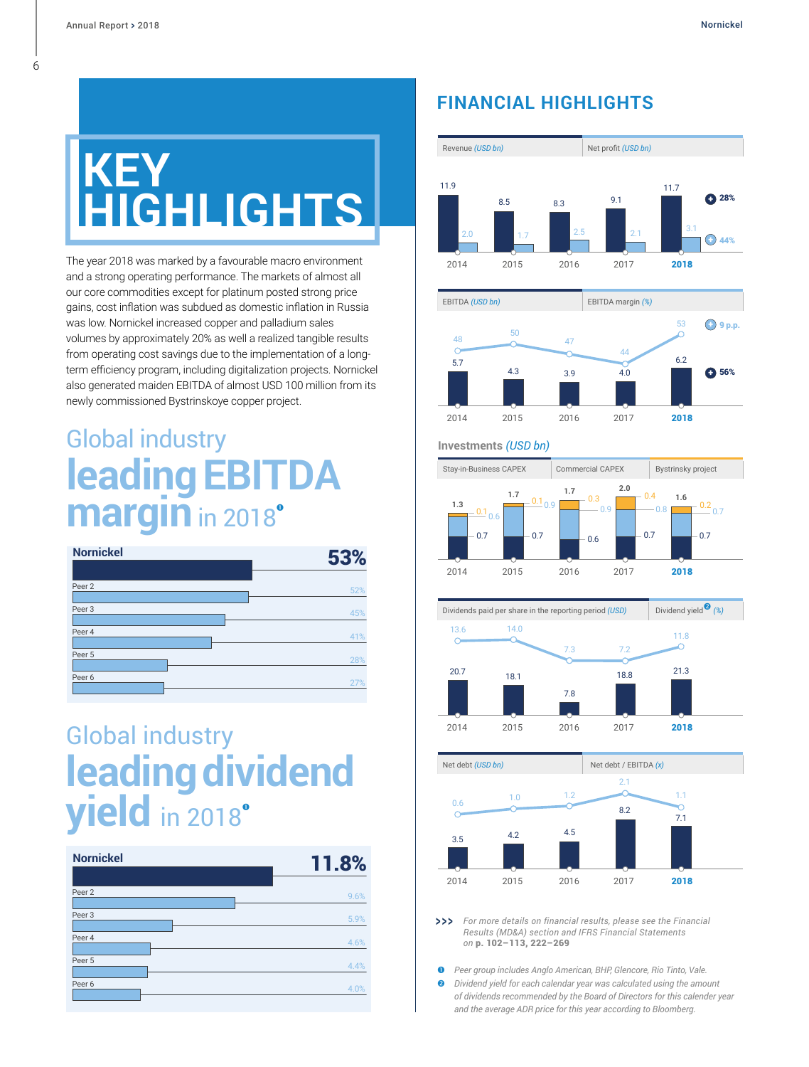# KEY HIGHLIGHTS

The year 2018 was marked by a favourable macro environment and a strong operating performance. The markets of almost all our core commodities except for platinum posted strong price gains, cost inflation was subdued as domestic inflation in Russia was low. Nornickel increased copper and palladium sales volumes by approximately 20% as well a realized tangible results from operating cost savings due to the implementation of a long-term efficiency program, including digitalization projects. Nornickel also generated maiden EBITDA of almost USD 100 million from its newly commissioned Bystrinskoye copper project.

## Global industry **leading EBITDA margin** in 2018[1]

| Company | EBITDA margin |
|---|---|
| Nornickel | 53% |
| Peer 2 | 52% |
| Peer 3 | 45% |
| Peer 4 | 41% |
| Peer 5 | 28% |
| Peer 6 | 27% |

## Global industry **leading dividend yield** in 2018[1]

| Company | Dividend yield |
|---|---|
| Nornickel | 11.8% |
| Peer 2 | 9.6% |
| Peer 3 | 5.9% |
| Peer 4 | 4.6% |
| Peer 5 | 4.4% |
| Peer 6 | 4.0% |

# FINANCIAL HIGHLIGHTS

| | 2014 | 2015 | 2016 | 2017 | **2018** | Change |
|---|---|---|---|---|---|---|
| Revenue *(USD bn)* | 11.9 | 8.5 | 8.3 | 9.1 | **11.7** | +28% |
| Net profit *(USD bn)* | 2.0 | 1.7 | 2.5 | 2.1 | **3.1** | +44% |

| | 2014 | 2015 | 2016 | 2017 | **2018** | Change |
|---|---|---|---|---|---|---|
| EBITDA *(USD bn)* | 5.7 | 4.3 | 3.9 | 4.0 | **6.2** | +56% |
| EBITDA margin *(%)* | 48 | 50 | 47 | 44 | **53** | +9 p.p. |

**Investments** *(USD bn)*

| | 2014 | 2015 | 2016 | 2017 | **2018** |
|---|---|---|---|---|---|
| Total | 1.3 | 1.7 | 1.7 | 2.0 | **1.6** |
| Stay-in-Business CAPEX | 0.7 | 0.7 | 0.6 | 0.7 | **0.7** |
| Commercial CAPEX | 0.6 | 0.9 | 0.9 | 0.8 | **0.7** |
| Bystrinsky project | 0.1 | 0.1 | 0.3 | 0.4 | **0.2** |

| | 2014 | 2015 | 2016 | 2017 | **2018** |
|---|---|---|---|---|---|
| Dividends paid per share in the reporting period *(USD)* | 20.7 | 18.1 | 7.8 | 18.8 | **21.3** |
| Dividend yield[2] *(%)* | 13.6 | 14.0 | 7.3 | 7.2 | **11.8** |

| | 2014 | 2015 | 2016 | 2017 | **2018** |
|---|---|---|---|---|---|
| Net debt *(USD bn)* | 3.5 | 4.2 | 4.5 | 8.2 | **7.1** |
| Net debt / EBITDA *(x)* | 0.6 | 1.0 | 1.2 | 2.1 | **1.1** |

>>> *For more details on financial results, please see the Financial Results (MD&A) section and IFRS Financial Statements on* **p. 102–113, 222–269**

1. *Peer group includes Anglo American, BHP, Glencore, Rio Tinto, Vale.*
2. *Dividend yield for each calendar year was calculated using the amount of dividends recommended by the Board of Directors for this calender year and the average ADR price for this year according to Bloomberg.*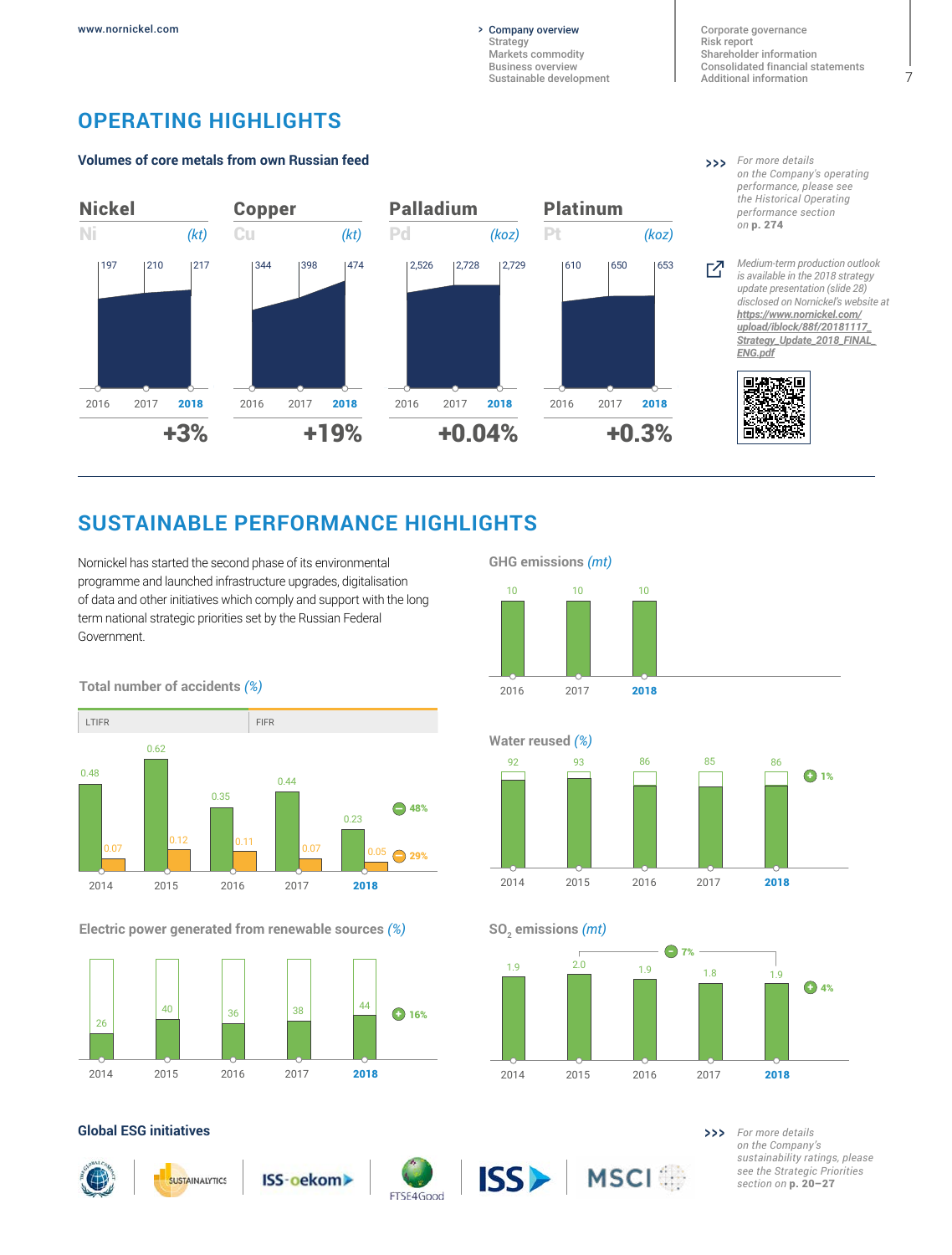# OPERATING HIGHLIGHTS

## Volumes of core metals from own Russian feed

**Nickel**
Ni (kt)
197
210
217
2016 2017 **2018**
**+3%**

**Copper**
Cu (kt)
344
398
474
2016 2017 **2018**
**+19%**

**Palladium**
Pd (koz)
2,526
2,728
2,729
2016 2017 **2018**
**+0.04%**

**Platinum**
Pt (koz)
610
650
653
2016 2017 **2018**
**+0.3%**

>>> *For more details on the Company's operating performance, please see the Historical Operating performance section on* **p. 274**

*Medium-term production outlook is available in the 2018 strategy update presentation (slide 28) disclosed on Nornickel's website at* ***https://www.nornickel.com/upload/iblock/88f/20181117_Strategy_Update_2018_FINAL_ENG.pdf***

# SUSTAINABLE PERFORMANCE HIGHLIGHTS

Nornickel has started the second phase of its environmental programme and launched infrastructure upgrades, digitalisation of data and other initiatives which comply and support with the long term national strategic priorities set by the Russian Federal Government.

**Total number of accidents** *(%)*

LTIFR | FIFR
0.48 0.07
0.62 0.12
0.35 0.11
0.44 0.07
0.23 0.05
– 48%
– 29%
2014 2015 2016 2017 **2018**

**Electric power generated from renewable sources** *(%)*

26
40
36
38
44
+ 16%
2014 2015 2016 2017 **2018**

**GHG emissions** *(mt)*

10
10
10
2016 2017 **2018**

**Water reused** *(%)*

92
93
86
85
86
+ 1%
2014 2015 2016 2017 **2018**

**$SO_2$ emissions** *(mt)*

1.9
2.0
1.9
1.8
1.9
– 7%
+ 4%
2014 2015 2016 2017 **2018**

## Global ESG initiatives

SUSTAINALYTICS
ISS-oekom
FTSE4Good
ISS
MSCI

>>> *For more details on the Company's sustainability ratings, please see the Strategic Priorities section on* **p. 20–27**